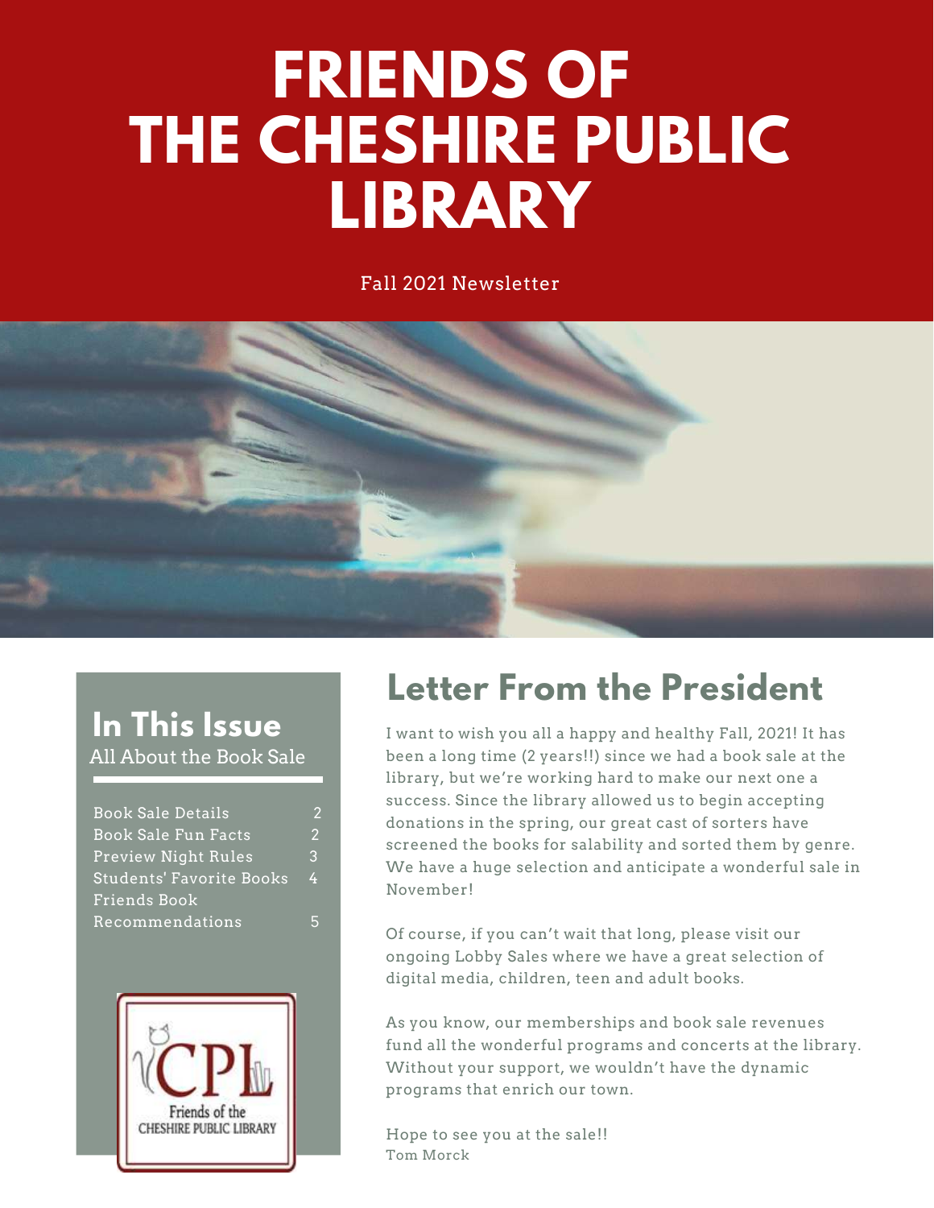# FRIENDS OF THE CHESHIRE PUBLIC LIBRARY

Fall 2021 Newsletter

## In This Issue

All About the Book Sale

| | |
|---|---|
| Book Sale Details | 2 |
| Book Sale Fun Facts | 2 |
| Preview Night Rules | 3 |
| Students' Favorite Books | 4 |
| Friends Book Recommendations | 5 |

## Letter From the President

I want to wish you all a happy and healthy Fall, 2021! It has been a long time (2 years!!) since we had a book sale at the library, but we're working hard to make our next one a success. Since the library allowed us to begin accepting donations in the spring, our great cast of sorters have screened the books for salability and sorted them by genre. We have a huge selection and anticipate a wonderful sale in November!

Of course, if you can't wait that long, please visit our ongoing Lobby Sales where we have a great selection of digital media, children, teen and adult books.

As you know, our memberships and book sale revenues fund all the wonderful programs and concerts at the library. Without your support, we wouldn't have the dynamic programs that enrich our town.

Hope to see you at the sale!!
Tom Morck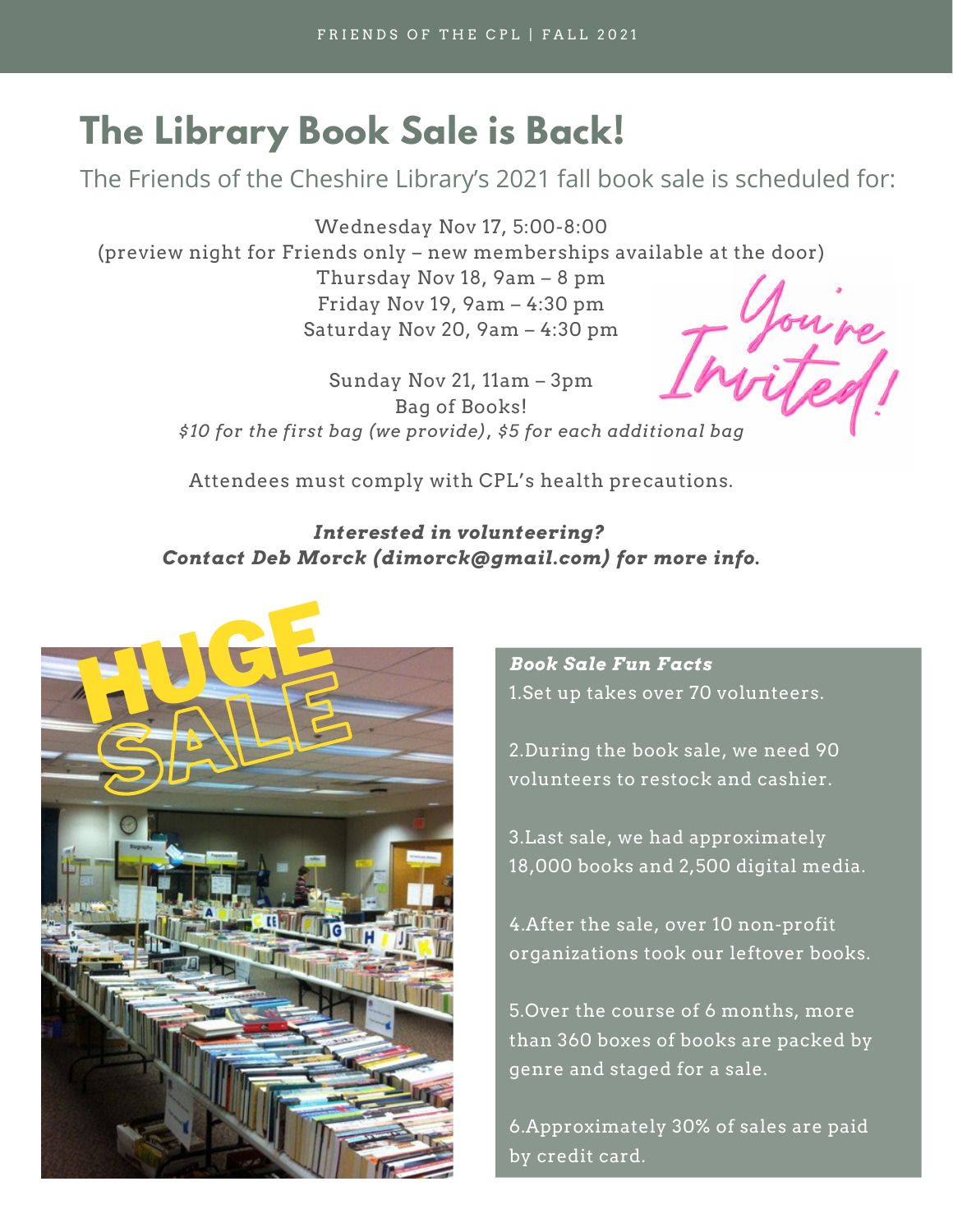# The Library Book Sale is Back!

The Friends of the Cheshire Library's 2021 fall book sale is scheduled for:

Wednesday Nov 17, 5:00-8:00
(preview night for Friends only – new memberships available at the door)
Thursday Nov 18, 9am – 8 pm
Friday Nov 19, 9am – 4:30 pm
Saturday Nov 20, 9am – 4:30 pm

Sunday Nov 21, 11am – 3pm
Bag of Books!
*$10 for the first bag (we provide), $5 for each additional bag*

You're Invited!

Attendees must comply with CPL's health precautions.

***Interested in volunteering?***
***Contact Deb Morck (dimorck@gmail.com) for more info.***

HUGE SALE

***Book Sale Fun Facts***

1. Set up takes over 70 volunteers.

2. During the book sale, we need 90 volunteers to restock and cashier.

3. Last sale, we had approximately 18,000 books and 2,500 digital media.

4. After the sale, over 10 non-profit organizations took our leftover books.

5. Over the course of 6 months, more than 360 boxes of books are packed by genre and staged for a sale.

6. Approximately 30% of sales are paid by credit card.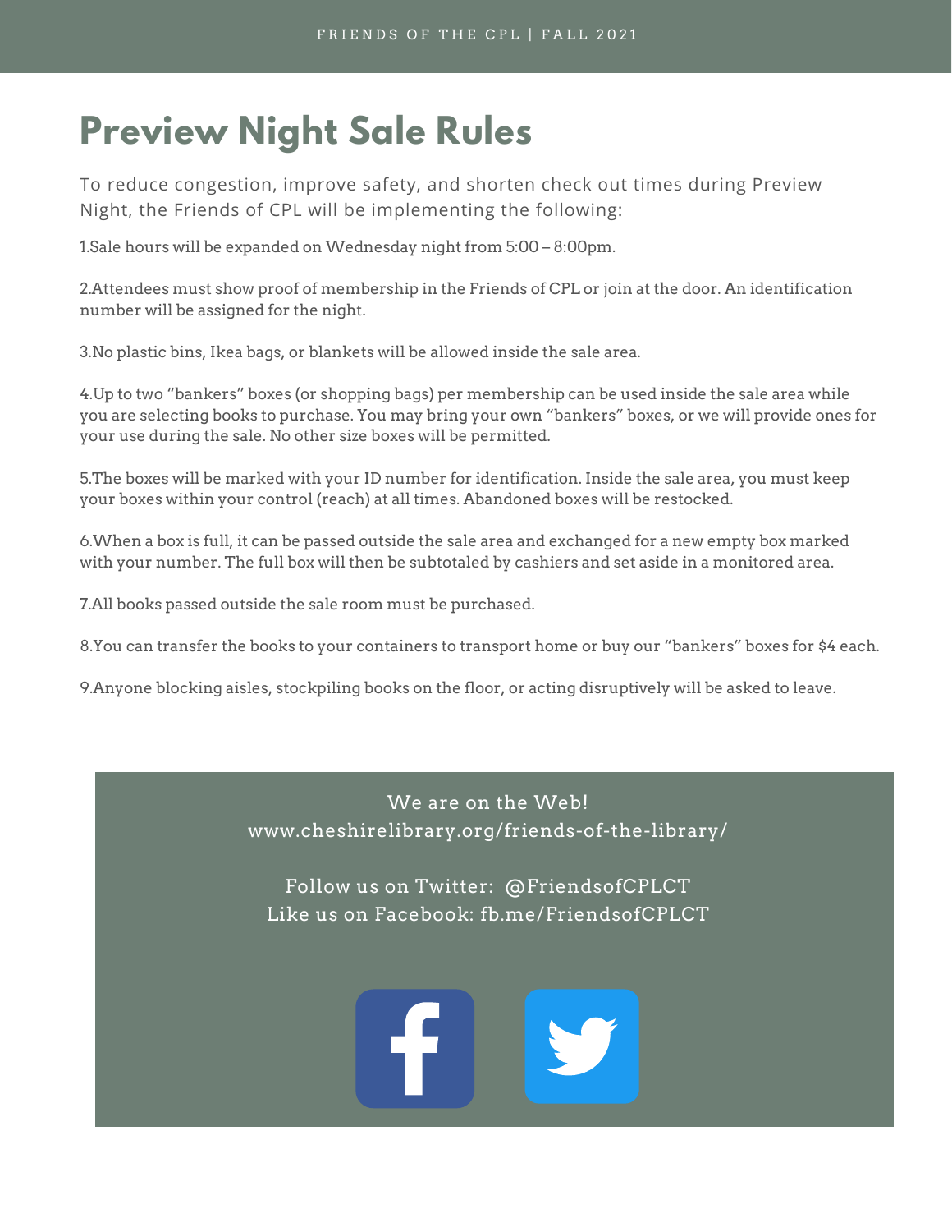# Preview Night Sale Rules

To reduce congestion, improve safety, and shorten check out times during Preview Night, the Friends of CPL will be implementing the following:

1. Sale hours will be expanded on Wednesday night from 5:00 – 8:00pm.

2. Attendees must show proof of membership in the Friends of CPL or join at the door. An identification number will be assigned for the night.

3. No plastic bins, Ikea bags, or blankets will be allowed inside the sale area.

4. Up to two "bankers" boxes (or shopping bags) per membership can be used inside the sale area while you are selecting books to purchase. You may bring your own "bankers" boxes, or we will provide ones for your use during the sale. No other size boxes will be permitted.

5. The boxes will be marked with your ID number for identification. Inside the sale area, you must keep your boxes within your control (reach) at all times. Abandoned boxes will be restocked.

6. When a box is full, it can be passed outside the sale area and exchanged for a new empty box marked with your number. The full box will then be subtotaled by cashiers and set aside in a monitored area.

7. All books passed outside the sale room must be purchased.

8. You can transfer the books to your containers to transport home or buy our "bankers" boxes for $4 each.

9. Anyone blocking aisles, stockpiling books on the floor, or acting disruptively will be asked to leave.

We are on the Web!
www.cheshirelibrary.org/friends-of-the-library/

Follow us on Twitter: @FriendsofCPLCT
Like us on Facebook: fb.me/FriendsofCPLCT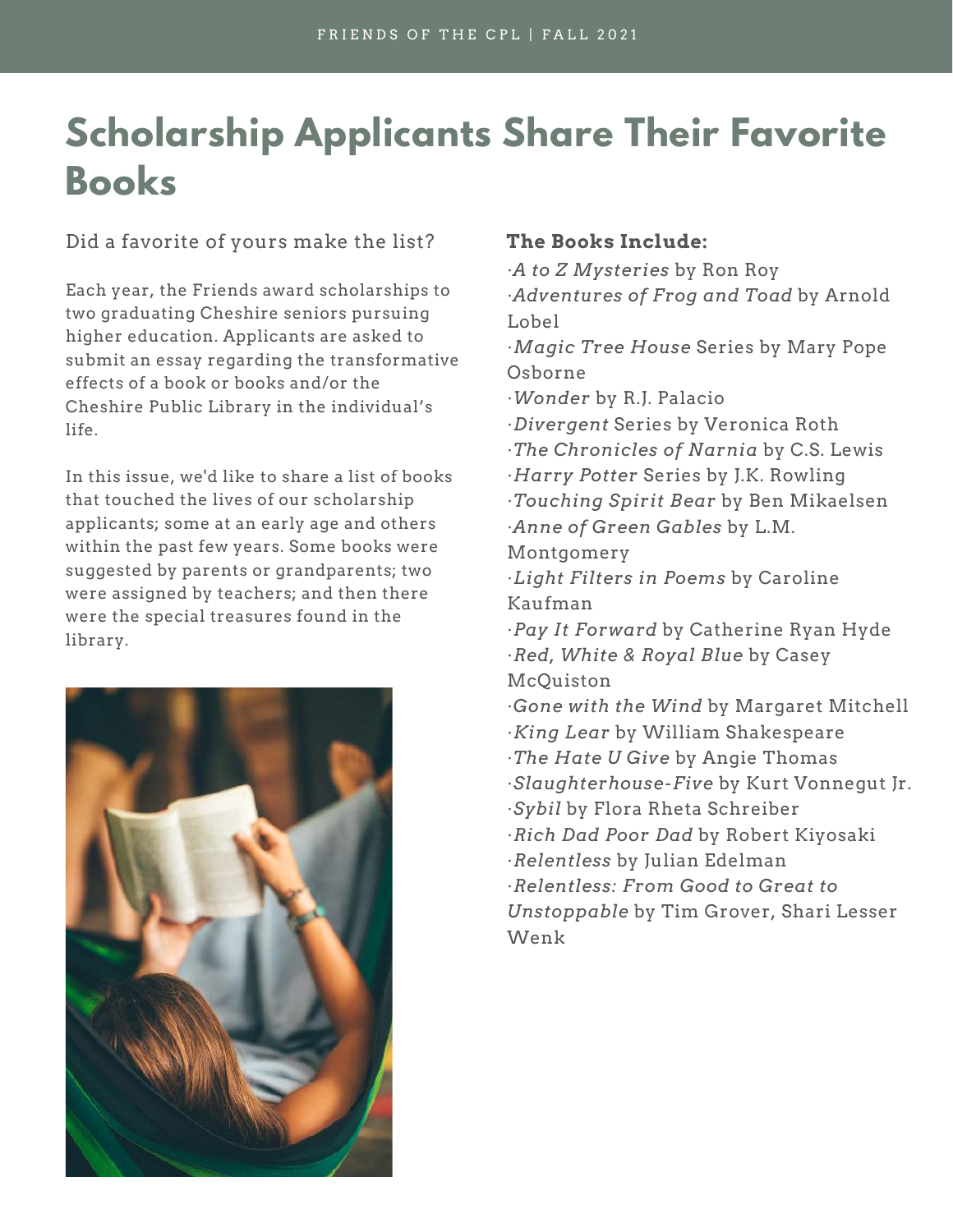# Scholarship Applicants Share Their Favorite Books

Did a favorite of yours make the list?

Each year, the Friends award scholarships to two graduating Cheshire seniors pursuing higher education. Applicants are asked to submit an essay regarding the transformative effects of a book or books and/or the Cheshire Public Library in the individual's life.

In this issue, we'd like to share a list of books that touched the lives of our scholarship applicants; some at an early age and others within the past few years. Some books were suggested by parents or grandparents; two were assigned by teachers; and then there were the special treasures found in the library.

**The Books Include:**

- *A to Z Mysteries* by Ron Roy
- *Adventures of Frog and Toad* by Arnold Lobel
- *Magic Tree House* Series by Mary Pope Osborne
- *Wonder* by R.J. Palacio
- *Divergent* Series by Veronica Roth
- *The Chronicles of Narnia* by C.S. Lewis
- *Harry Potter* Series by J.K. Rowling
- *Touching Spirit Bear* by Ben Mikaelsen
- *Anne of Green Gables* by L.M. Montgomery
- *Light Filters in Poems* by Caroline Kaufman
- *Pay It Forward* by Catherine Ryan Hyde
- *Red, White & Royal Blue* by Casey McQuiston
- *Gone with the Wind* by Margaret Mitchell
- *King Lear* by William Shakespeare
- *The Hate U Give* by Angie Thomas
- *Slaughterhouse-Five* by Kurt Vonnegut Jr.
- *Sybil* by Flora Rheta Schreiber
- *Rich Dad Poor Dad* by Robert Kiyosaki
- *Relentless* by Julian Edelman
- *Relentless: From Good to Great to Unstoppable* by Tim Grover, Shari Lesser Wenk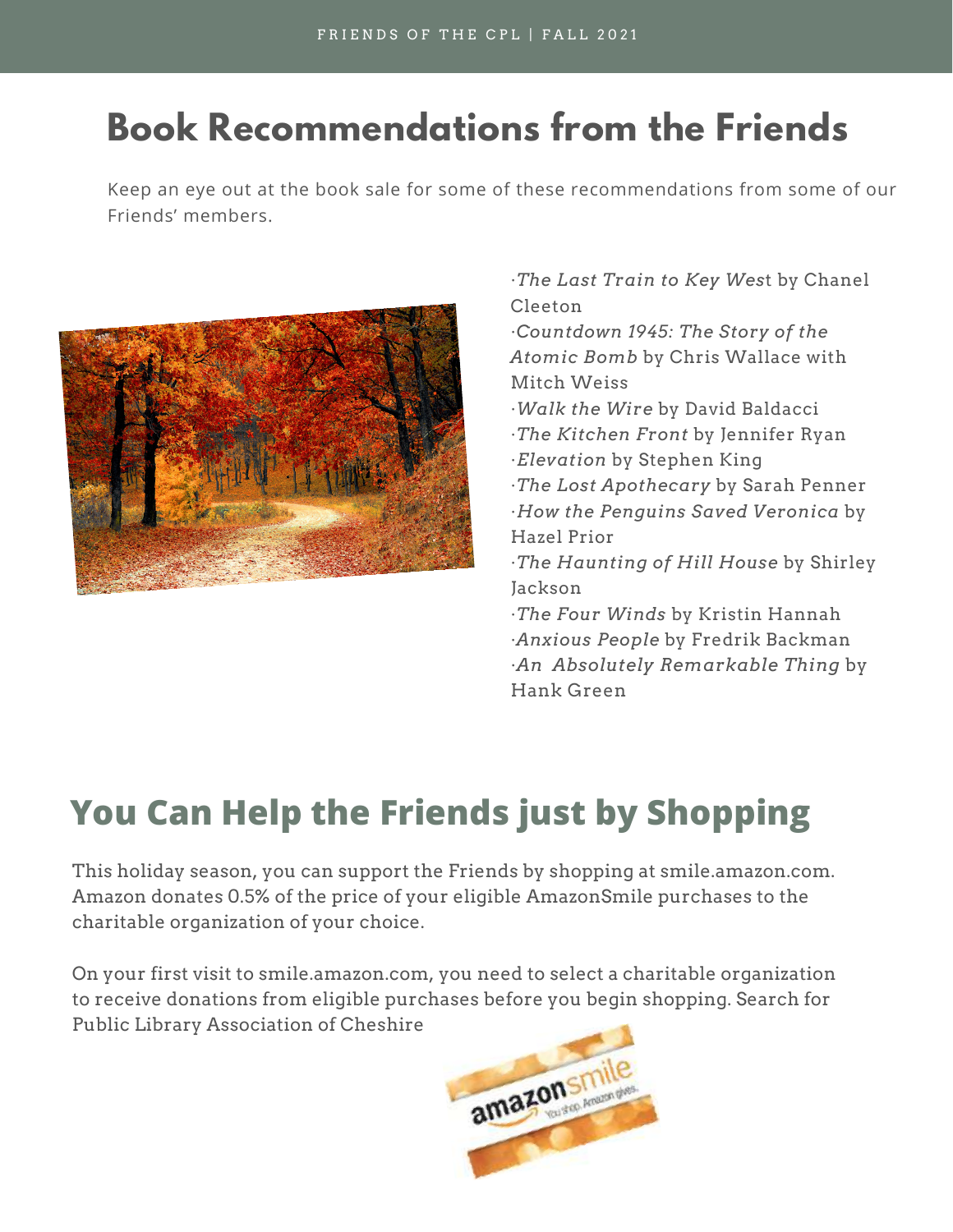# Book Recommendations from the Friends

Keep an eye out at the book sale for some of these recommendations from some of our Friends' members.

- *The Last Train to Key West* by Chanel Cleeton
- *Countdown 1945: The Story of the Atomic Bomb* by Chris Wallace with Mitch Weiss
- *Walk the Wire* by David Baldacci
- *The Kitchen Front* by Jennifer Ryan
- *Elevation* by Stephen King
- *The Lost Apothecary* by Sarah Penner
- *How the Penguins Saved Veronica* by Hazel Prior
- *The Haunting of Hill House* by Shirley Jackson
- *The Four Winds* by Kristin Hannah
- *Anxious People* by Fredrik Backman
- *An Absolutely Remarkable Thing* by Hank Green

# You Can Help the Friends just by Shopping

This holiday season, you can support the Friends by shopping at smile.amazon.com. Amazon donates 0.5% of the price of your eligible AmazonSmile purchases to the charitable organization of your choice.

On your first visit to smile.amazon.com, you need to select a charitable organization to receive donations from eligible purchases before you begin shopping. Search for Public Library Association of Cheshire